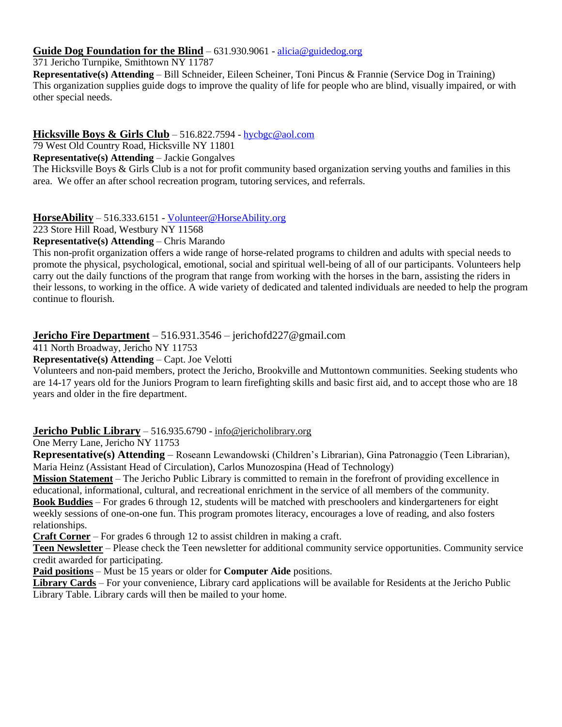**Guide Dog Foundation for the Blind** – 631.930.9061 - alicia@guidedog.org
371 Jericho Turnpike, Smithtown NY 11787
**Representative(s) Attending** – Bill Schneider, Eileen Scheiner, Toni Pincus & Frannie (Service Dog in Training)
This organization supplies guide dogs to improve the quality of life for people who are blind, visually impaired, or with other special needs.

**Hicksville Boys & Girls Club** – 516.822.7594 - hycbgc@aol.com
79 West Old Country Road, Hicksville NY 11801
**Representative(s) Attending** – Jackie Gongalves
The Hicksville Boys & Girls Club is a not for profit community based organization serving youths and families in this area. We offer an after school recreation program, tutoring services, and referrals.

**HorseAbility** – 516.333.6151 - Volunteer@HorseAbility.org
223 Store Hill Road, Westbury NY 11568
**Representative(s) Attending** – Chris Marando
This non-profit organization offers a wide range of horse-related programs to children and adults with special needs to promote the physical, psychological, emotional, social and spiritual well-being of all of our participants. Volunteers help carry out the daily functions of the program that range from working with the horses in the barn, assisting the riders in their lessons, to working in the office. A wide variety of dedicated and talented individuals are needed to help the program continue to flourish.

**Jericho Fire Department** – 516.931.3546 – jerichofd227@gmail.com
411 North Broadway, Jericho NY 11753
**Representative(s) Attending** – Capt. Joe Velotti
Volunteers and non-paid members, protect the Jericho, Brookville and Muttontown communities. Seeking students who are 14-17 years old for the Juniors Program to learn firefighting skills and basic first aid, and to accept those who are 18 years and older in the fire department.

**Jericho Public Library** – 516.935.6790 - info@jericholibrary.org
One Merry Lane, Jericho NY 11753
**Representative(s) Attending** – Roseann Lewandowski (Children's Librarian), Gina Patronaggio (Teen Librarian), Maria Heinz (Assistant Head of Circulation), Carlos Munozospina (Head of Technology)
**Mission Statement** – The Jericho Public Library is committed to remain in the forefront of providing excellence in educational, informational, cultural, and recreational enrichment in the service of all members of the community.
**Book Buddies** – For grades 6 through 12, students will be matched with preschoolers and kindergarteners for eight weekly sessions of one-on-one fun. This program promotes literacy, encourages a love of reading, and also fosters relationships.
**Craft Corner** – For grades 6 through 12 to assist children in making a craft.
**Teen Newsletter** – Please check the Teen newsletter for additional community service opportunities. Community service credit awarded for participating.
**Paid positions** – Must be 15 years or older for **Computer Aide** positions.
**Library Cards** – For your convenience, Library card applications will be available for Residents at the Jericho Public Library Table. Library cards will then be mailed to your home.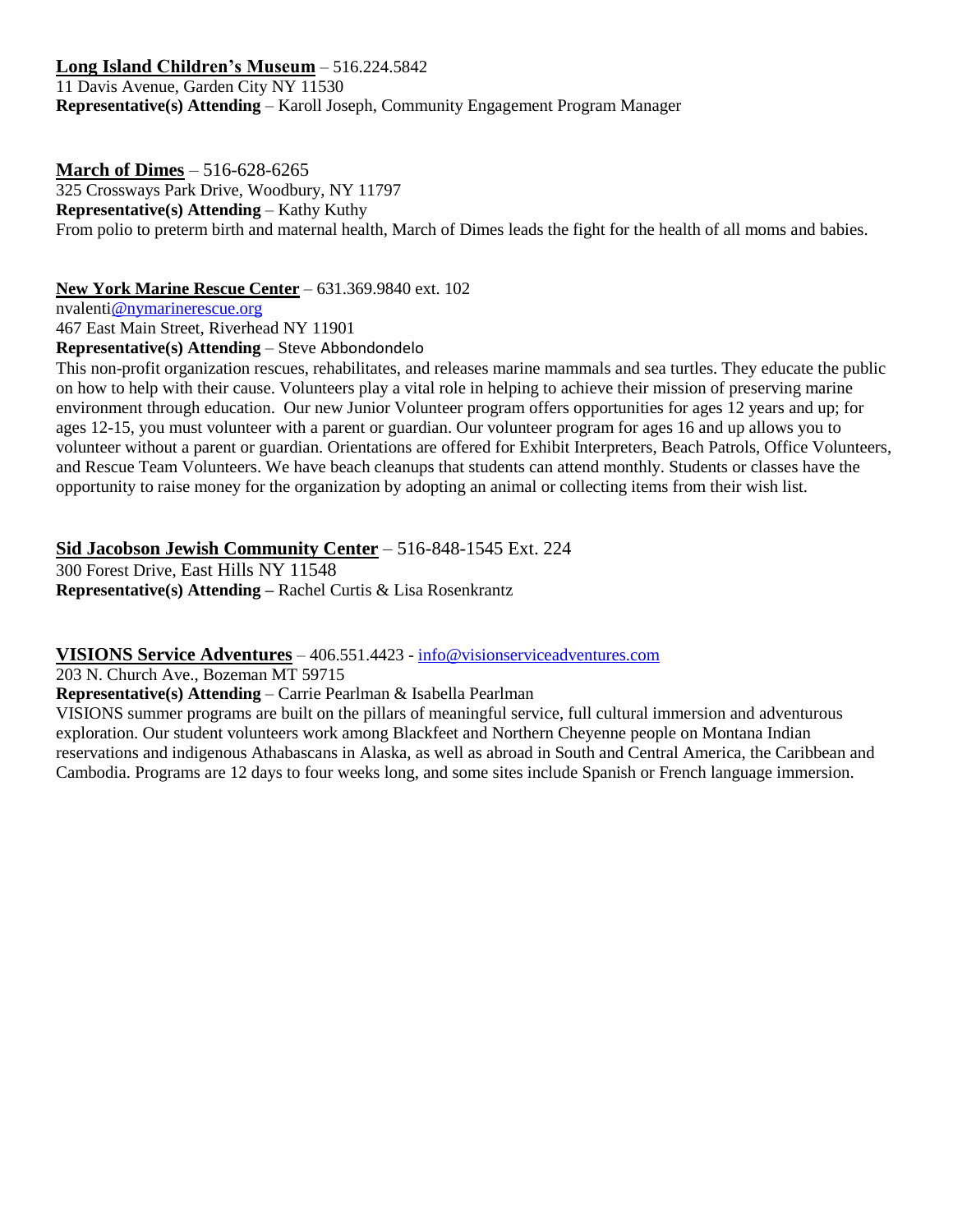**Long Island Children's Museum** – 516.224.5842
11 Davis Avenue, Garden City NY 11530
**Representative(s) Attending** – Karoll Joseph, Community Engagement Program Manager

**March of Dimes** – 516-628-6265
325 Crossways Park Drive, Woodbury, NY 11797
**Representative(s) Attending** – Kathy Kuthy
From polio to preterm birth and maternal health, March of Dimes leads the fight for the health of all moms and babies.

**New York Marine Rescue Center** – 631.369.9840 ext. 102
nvalenti@nymarinerescue.org
467 East Main Street, Riverhead NY 11901
**Representative(s) Attending** – Steve Abbondondelo
This non-profit organization rescues, rehabilitates, and releases marine mammals and sea turtles. They educate the public on how to help with their cause. Volunteers play a vital role in helping to achieve their mission of preserving marine environment through education. Our new Junior Volunteer program offers opportunities for ages 12 years and up; for ages 12-15, you must volunteer with a parent or guardian. Our volunteer program for ages 16 and up allows you to volunteer without a parent or guardian. Orientations are offered for Exhibit Interpreters, Beach Patrols, Office Volunteers, and Rescue Team Volunteers. We have beach cleanups that students can attend monthly. Students or classes have the opportunity to raise money for the organization by adopting an animal or collecting items from their wish list.

**Sid Jacobson Jewish Community Center** – 516-848-1545 Ext. 224
300 Forest Drive, East Hills NY 11548
**Representative(s) Attending –** Rachel Curtis & Lisa Rosenkrantz

**VISIONS Service Adventures** – 406.551.4423 - info@visionserviceadventures.com
203 N. Church Ave., Bozeman MT 59715
**Representative(s) Attending** – Carrie Pearlman & Isabella Pearlman
VISIONS summer programs are built on the pillars of meaningful service, full cultural immersion and adventurous exploration. Our student volunteers work among Blackfeet and Northern Cheyenne people on Montana Indian reservations and indigenous Athabascans in Alaska, as well as abroad in South and Central America, the Caribbean and Cambodia. Programs are 12 days to four weeks long, and some sites include Spanish or French language immersion.